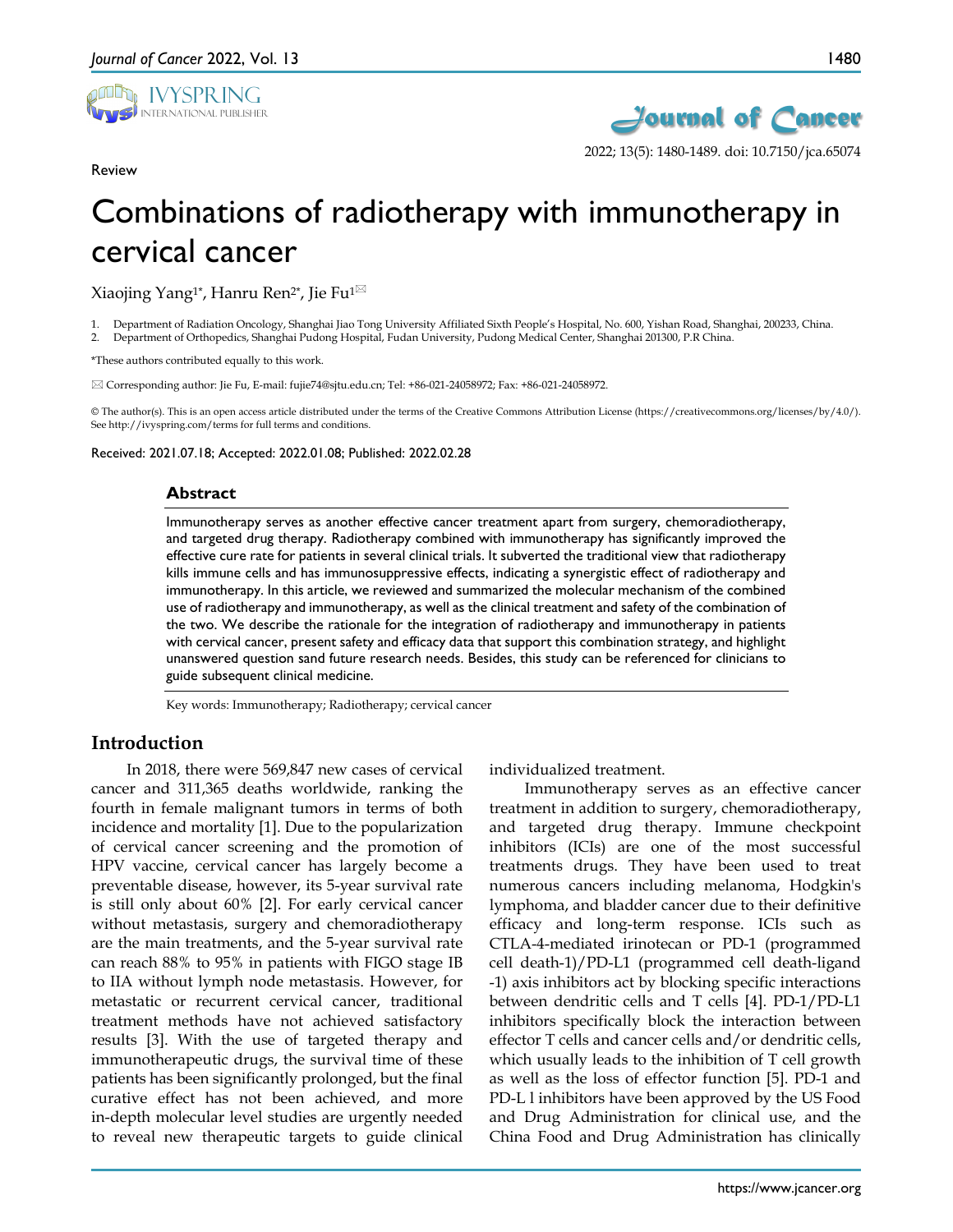Review

# Combinations of radiotherapy with immunotherapy in cervical cancer

Xiaojing Yang[1*], Hanru Ren[2*], Jie Fu[1✉]

1. Department of Radiation Oncology, Shanghai Jiao Tong University Affiliated Sixth People's Hospital, No. 600, Yishan Road, Shanghai, 200233, China.
2. Department of Orthopedics, Shanghai Pudong Hospital, Fudan University, Pudong Medical Center, Shanghai 201300, P.R China.

*These authors contributed equally to this work.

✉ Corresponding author: Jie Fu, E-mail: fujie74@sjtu.edu.cn; Tel: +86-021-24058972; Fax: +86-021-24058972.

© The author(s). This is an open access article distributed under the terms of the Creative Commons Attribution License (https://creativecommons.org/licenses/by/4.0/). See http://ivyspring.com/terms for full terms and conditions.

Received: 2021.07.18; Accepted: 2022.01.08; Published: 2022.02.28

## Abstract

Immunotherapy serves as another effective cancer treatment apart from surgery, chemoradiotherapy, and targeted drug therapy. Radiotherapy combined with immunotherapy has significantly improved the effective cure rate for patients in several clinical trials. It subverted the traditional view that radiotherapy kills immune cells and has immunosuppressive effects, indicating a synergistic effect of radiotherapy and immunotherapy. In this article, we reviewed and summarized the molecular mechanism of the combined use of radiotherapy and immunotherapy, as well as the clinical treatment and safety of the combination of the two. We describe the rationale for the integration of radiotherapy and immunotherapy in patients with cervical cancer, present safety and efficacy data that support this combination strategy, and highlight unanswered question sand future research needs. Besides, this study can be referenced for clinicians to guide subsequent clinical medicine.

Key words: Immunotherapy; Radiotherapy; cervical cancer

## Introduction

In 2018, there were 569,847 new cases of cervical cancer and 311,365 deaths worldwide, ranking the fourth in female malignant tumors in terms of both incidence and mortality [1]. Due to the popularization of cervical cancer screening and the promotion of HPV vaccine, cervical cancer has largely become a preventable disease, however, its 5-year survival rate is still only about 60% [2]. For early cervical cancer without metastasis, surgery and chemoradiotherapy are the main treatments, and the 5-year survival rate can reach 88% to 95% in patients with FIGO stage IB to IIA without lymph node metastasis. However, for metastatic or recurrent cervical cancer, traditional treatment methods have not achieved satisfactory results [3]. With the use of targeted therapy and immunotherapeutic drugs, the survival time of these patients has been significantly prolonged, but the final curative effect has not been achieved, and more in-depth molecular level studies are urgently needed to reveal new therapeutic targets to guide clinical individualized treatment.

Immunotherapy serves as an effective cancer treatment in addition to surgery, chemoradiotherapy, and targeted drug therapy. Immune checkpoint inhibitors (ICIs) are one of the most successful treatments drugs. They have been used to treat numerous cancers including melanoma, Hodgkin's lymphoma, and bladder cancer due to their definitive efficacy and long-term response. ICIs such as CTLA-4-mediated irinotecan or PD-1 (programmed cell death-1)/PD-L1 (programmed cell death-ligand -1) axis inhibitors act by blocking specific interactions between dendritic cells and T cells [4]. PD-1/PD-L1 inhibitors specifically block the interaction between effector T cells and cancer cells and/or dendritic cells, which usually leads to the inhibition of T cell growth as well as the loss of effector function [5]. PD-1 and PD-L l inhibitors have been approved by the US Food and Drug Administration for clinical use, and the China Food and Drug Administration has clinically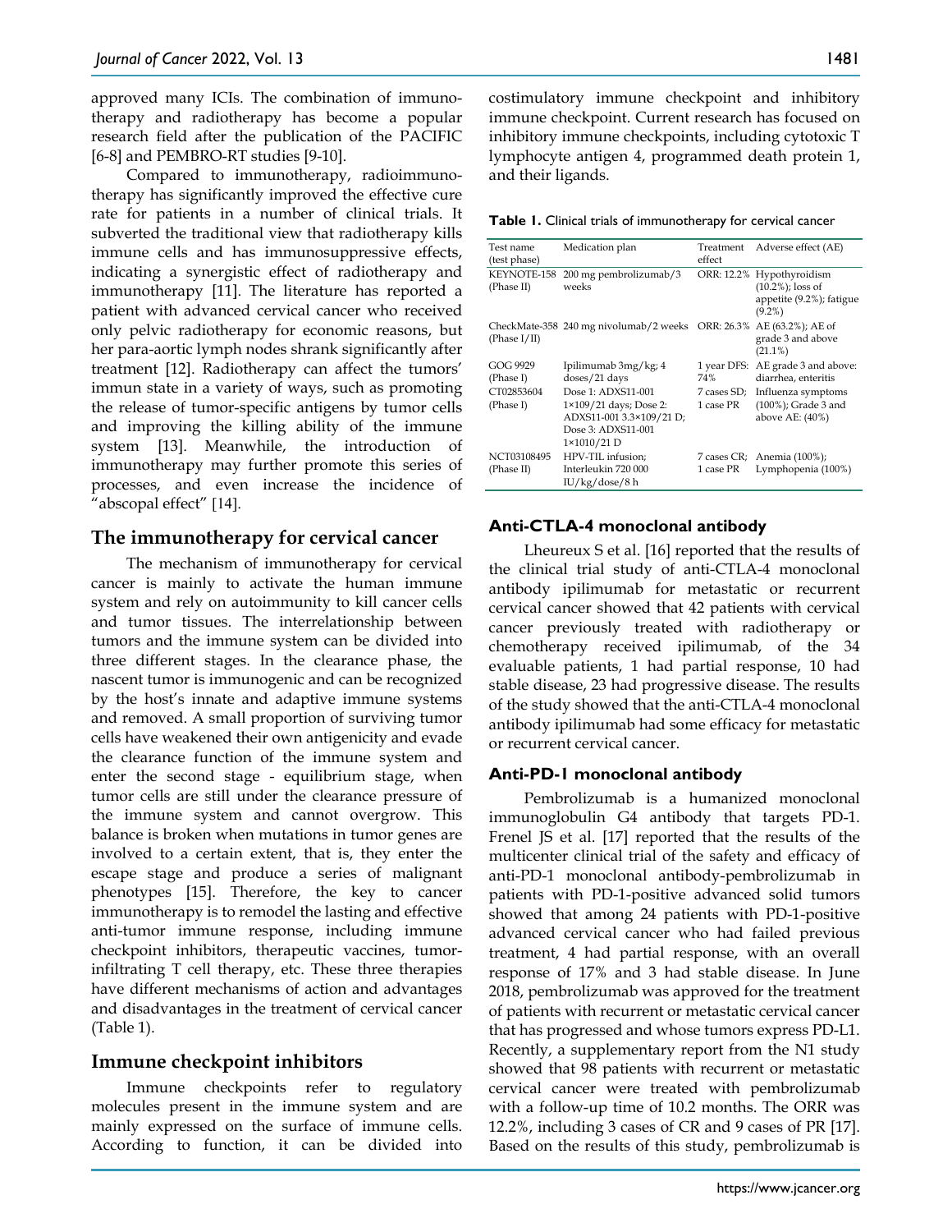approved many ICIs. The combination of immunotherapy and radiotherapy has become a popular research field after the publication of the PACIFIC [6-8] and PEMBRO-RT studies [9-10].

Compared to immunotherapy, radioimmunotherapy has significantly improved the effective cure rate for patients in a number of clinical trials. It subverted the traditional view that radiotherapy kills immune cells and has immunosuppressive effects, indicating a synergistic effect of radiotherapy and immunotherapy [11]. The literature has reported a patient with advanced cervical cancer who received only pelvic radiotherapy for economic reasons, but her para-aortic lymph nodes shrank significantly after treatment [12]. Radiotherapy can affect the tumors' immun state in a variety of ways, such as promoting the release of tumor-specific antigens by tumor cells and improving the killing ability of the immune system [13]. Meanwhile, the introduction of immunotherapy may further promote this series of processes, and even increase the incidence of "abscopal effect" [14].

## The immunotherapy for cervical cancer

The mechanism of immunotherapy for cervical cancer is mainly to activate the human immune system and rely on autoimmunity to kill cancer cells and tumor tissues. The interrelationship between tumors and the immune system can be divided into three different stages. In the clearance phase, the nascent tumor is immunogenic and can be recognized by the host's innate and adaptive immune systems and removed. A small proportion of surviving tumor cells have weakened their own antigenicity and evade the clearance function of the immune system and enter the second stage - equilibrium stage, when tumor cells are still under the clearance pressure of the immune system and cannot overgrow. This balance is broken when mutations in tumor genes are involved to a certain extent, that is, they enter the escape stage and produce a series of malignant phenotypes [15]. Therefore, the key to cancer immunotherapy is to remodel the lasting and effective anti-tumor immune response, including immune checkpoint inhibitors, therapeutic vaccines, tumor-infiltrating T cell therapy, etc. These three therapies have different mechanisms of action and advantages and disadvantages in the treatment of cervical cancer (Table 1).

## Immune checkpoint inhibitors

Immune checkpoints refer to regulatory molecules present in the immune system and are mainly expressed on the surface of immune cells. According to function, it can be divided into costimulatory immune checkpoint and inhibitory immune checkpoint. Current research has focused on inhibitory immune checkpoints, including cytotoxic T lymphocyte antigen 4, programmed death protein 1, and their ligands.

**Table 1.** Clinical trials of immunotherapy for cervical cancer

| Test name (test phase) | Medication plan | Treatment effect | Adverse effect (AE) |
|---|---|---|---|
| KEYNOTE-158 (Phase II) | 200 mg pembrolizumab/3 weeks | ORR: 12.2% | Hypothyroidism (10.2%); loss of appetite (9.2%); fatigue (9.2%) |
| CheckMate-358 (Phase I/II) | 240 mg nivolumab/2 weeks | ORR: 26.3% | AE (63.2%); AE of grade 3 and above (21.1%) |
| GOG 9929 (Phase I) | Ipilimumab 3mg/kg; 4 doses/21 days | 1 year DFS: 74% | AE grade 3 and above: diarrhea, enteritis |
| CT02853604 (Phase I) | Dose 1: ADXS11-001 $1\times10^9$/21 days; Dose 2: ADXS11-001 $3.3\times10^9$/21 D; Dose 3: ADXS11-001 $1\times10^{10}$/21 D | 7 cases SD; 1 case PR | Influenza symptoms (100%); Grade 3 and above AE: (40%) |
| NCT03108495 (Phase II) | HPV-TIL infusion; Interleukin 720 000 IU/kg/dose/8 h | 7 cases CR; 1 case PR | Anemia (100%); Lymphopenia (100%) |

### Anti-CTLA-4 monoclonal antibody

Lheureux S et al. [16] reported that the results of the clinical trial study of anti-CTLA-4 monoclonal antibody ipilimumab for metastatic or recurrent cervical cancer showed that 42 patients with cervical cancer previously treated with radiotherapy or chemotherapy received ipilimumab, of the 34 evaluable patients, 1 had partial response, 10 had stable disease, 23 had progressive disease. The results of the study showed that the anti-CTLA-4 monoclonal antibody ipilimumab had some efficacy for metastatic or recurrent cervical cancer.

### Anti-PD-1 monoclonal antibody

Pembrolizumab is a humanized monoclonal immunoglobulin G4 antibody that targets PD-1. Frenel JS et al. [17] reported that the results of the multicenter clinical trial of the safety and efficacy of anti-PD-1 monoclonal antibody-pembrolizumab in patients with PD-1-positive advanced solid tumors showed that among 24 patients with PD-1-positive advanced cervical cancer who had failed previous treatment, 4 had partial response, with an overall response of 17% and 3 had stable disease. In June 2018, pembrolizumab was approved for the treatment of patients with recurrent or metastatic cervical cancer that has progressed and whose tumors express PD-L1. Recently, a supplementary report from the N1 study showed that 98 patients with recurrent or metastatic cervical cancer were treated with pembrolizumab with a follow-up time of 10.2 months. The ORR was 12.2%, including 3 cases of CR and 9 cases of PR [17]. Based on the results of this study, pembrolizumab is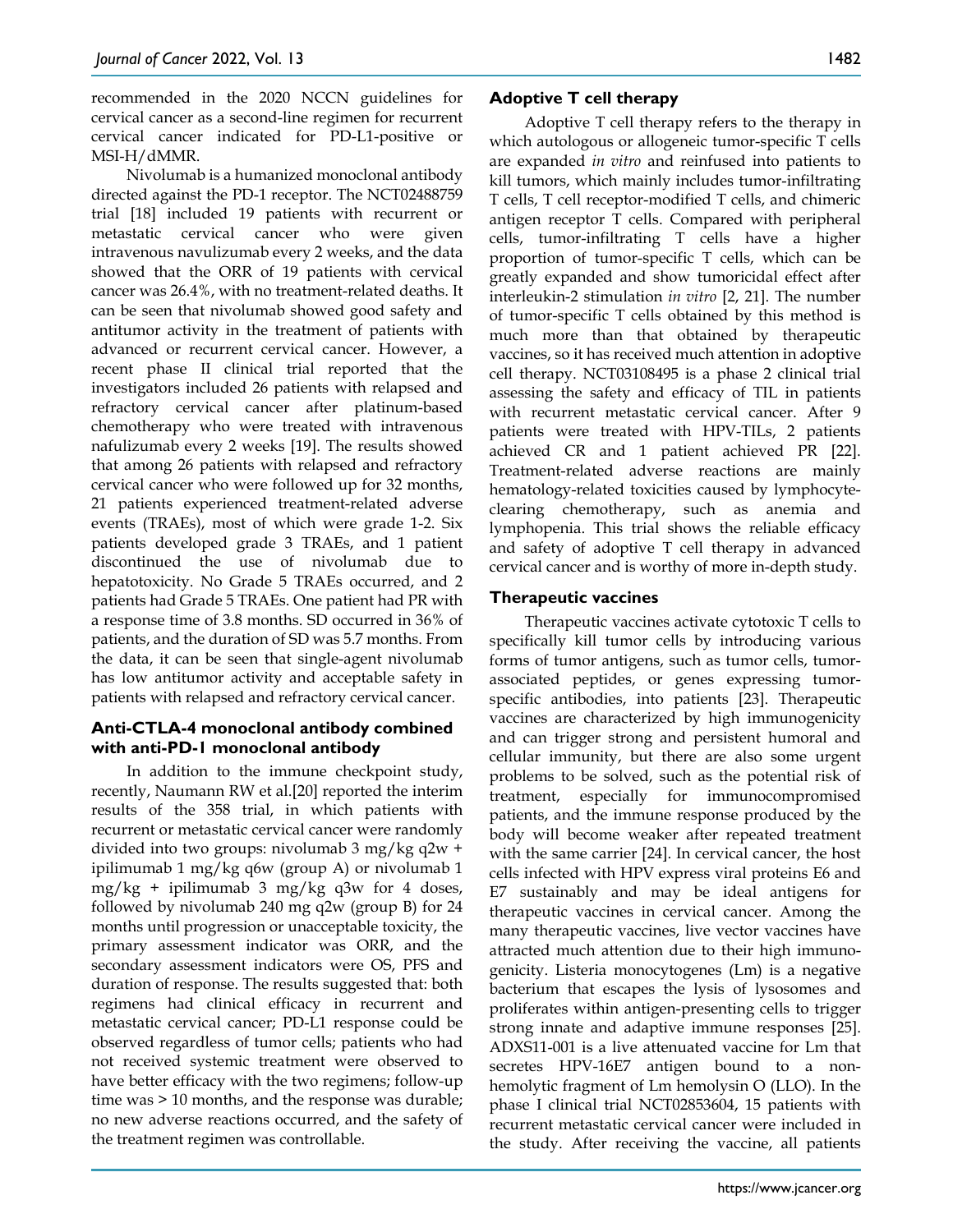recommended in the 2020 NCCN guidelines for cervical cancer as a second-line regimen for recurrent cervical cancer indicated for PD-L1-positive or MSI-H/dMMR.

Nivolumab is a humanized monoclonal antibody directed against the PD-1 receptor. The NCT02488759 trial [18] included 19 patients with recurrent or metastatic cervical cancer who were given intravenous navulizumab every 2 weeks, and the data showed that the ORR of 19 patients with cervical cancer was 26.4%, with no treatment-related deaths. It can be seen that nivolumab showed good safety and antitumor activity in the treatment of patients with advanced or recurrent cervical cancer. However, a recent phase II clinical trial reported that the investigators included 26 patients with relapsed and refractory cervical cancer after platinum-based chemotherapy who were treated with intravenous nafulizumab every 2 weeks [19]. The results showed that among 26 patients with relapsed and refractory cervical cancer who were followed up for 32 months, 21 patients experienced treatment-related adverse events (TRAEs), most of which were grade 1-2. Six patients developed grade 3 TRAEs, and 1 patient discontinued the use of nivolumab due to hepatotoxicity. No Grade 5 TRAEs occurred, and 2 patients had Grade 5 TRAEs. One patient had PR with a response time of 3.8 months. SD occurred in 36% of patients, and the duration of SD was 5.7 months. From the data, it can be seen that single-agent nivolumab has low antitumor activity and acceptable safety in patients with relapsed and refractory cervical cancer.

### Anti-CTLA-4 monoclonal antibody combined with anti-PD-1 monoclonal antibody

In addition to the immune checkpoint study, recently, Naumann RW et al.[20] reported the interim results of the 358 trial, in which patients with recurrent or metastatic cervical cancer were randomly divided into two groups: nivolumab 3 mg/kg q2w + ipilimumab 1 mg/kg q6w (group A) or nivolumab 1 mg/kg + ipilimumab 3 mg/kg q3w for 4 doses, followed by nivolumab 240 mg q2w (group B) for 24 months until progression or unacceptable toxicity, the primary assessment indicator was ORR, and the secondary assessment indicators were OS, PFS and duration of response. The results suggested that: both regimens had clinical efficacy in recurrent and metastatic cervical cancer; PD-L1 response could be observed regardless of tumor cells; patients who had not received systemic treatment were observed to have better efficacy with the two regimens; follow-up time was > 10 months, and the response was durable; no new adverse reactions occurred, and the safety of the treatment regimen was controllable.

### Adoptive T cell therapy

Adoptive T cell therapy refers to the therapy in which autologous or allogeneic tumor-specific T cells are expanded *in vitro* and reinfused into patients to kill tumors, which mainly includes tumor-infiltrating T cells, T cell receptor-modified T cells, and chimeric antigen receptor T cells. Compared with peripheral cells, tumor-infiltrating T cells have a higher proportion of tumor-specific T cells, which can be greatly expanded and show tumoricidal effect after interleukin-2 stimulation *in vitro* [2, 21]. The number of tumor-specific T cells obtained by this method is much more than that obtained by therapeutic vaccines, so it has received much attention in adoptive cell therapy. NCT03108495 is a phase 2 clinical trial assessing the safety and efficacy of TIL in patients with recurrent metastatic cervical cancer. After 9 patients were treated with HPV-TILs, 2 patients achieved CR and 1 patient achieved PR [22]. Treatment-related adverse reactions are mainly hematology-related toxicities caused by lymphocyte-clearing chemotherapy, such as anemia and lymphopenia. This trial shows the reliable efficacy and safety of adoptive T cell therapy in advanced cervical cancer and is worthy of more in-depth study.

### Therapeutic vaccines

Therapeutic vaccines activate cytotoxic T cells to specifically kill tumor cells by introducing various forms of tumor antigens, such as tumor cells, tumor-associated peptides, or genes expressing tumor-specific antibodies, into patients [23]. Therapeutic vaccines are characterized by high immunogenicity and can trigger strong and persistent humoral and cellular immunity, but there are also some urgent problems to be solved, such as the potential risk of treatment, especially for immunocompromised patients, and the immune response produced by the body will become weaker after repeated treatment with the same carrier [24]. In cervical cancer, the host cells infected with HPV express viral proteins E6 and E7 sustainably and may be ideal antigens for therapeutic vaccines in cervical cancer. Among the many therapeutic vaccines, live vector vaccines have attracted much attention due to their high immunogenicity. Listeria monocytogenes (Lm) is a negative bacterium that escapes the lysis of lysosomes and proliferates within antigen-presenting cells to trigger strong innate and adaptive immune responses [25]. ADXS11-001 is a live attenuated vaccine for Lm that secretes HPV-16E7 antigen bound to a non-hemolytic fragment of Lm hemolysin O (LLO). In the phase I clinical trial NCT02853604, 15 patients with recurrent metastatic cervical cancer were included in the study. After receiving the vaccine, all patients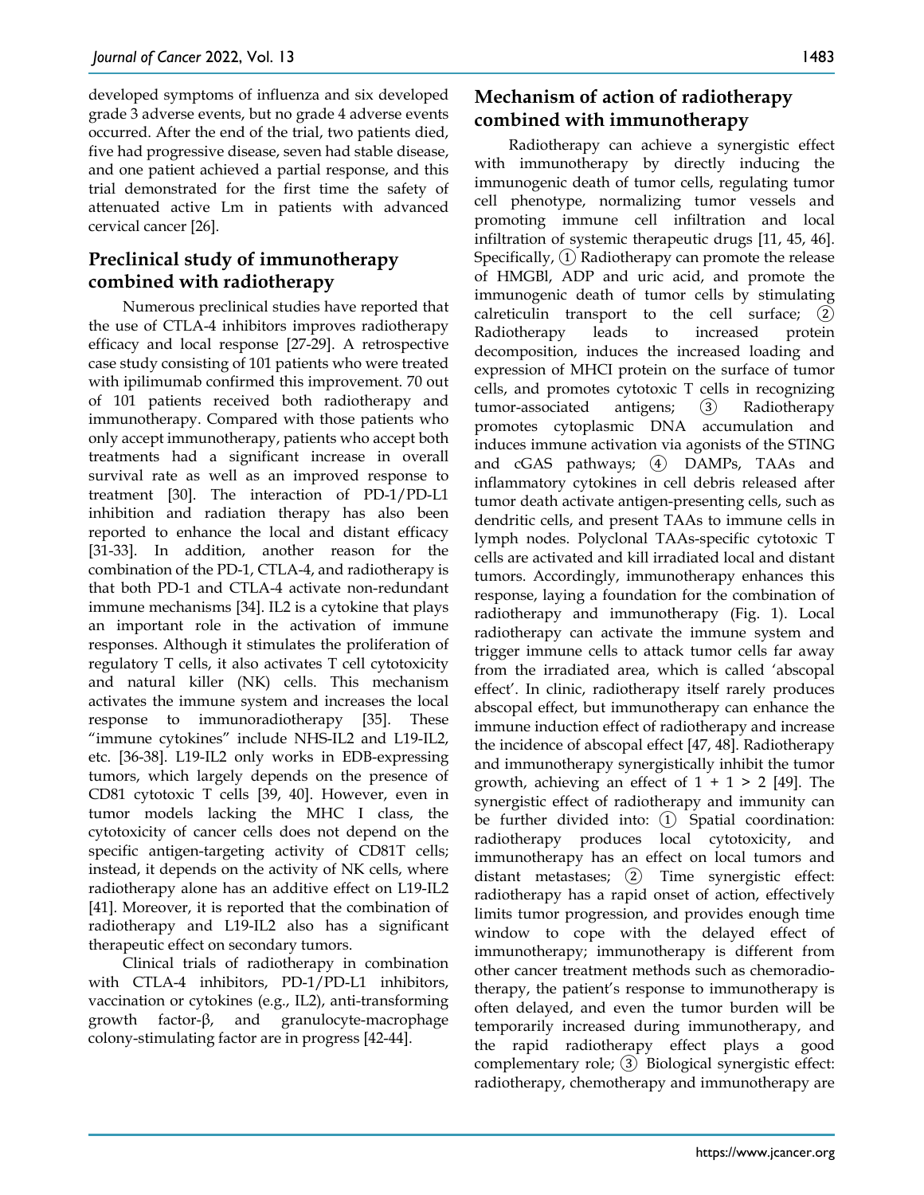developed symptoms of influenza and six developed grade 3 adverse events, but no grade 4 adverse events occurred. After the end of the trial, two patients died, five had progressive disease, seven had stable disease, and one patient achieved a partial response, and this trial demonstrated for the first time the safety of attenuated active Lm in patients with advanced cervical cancer [26].

## Preclinical study of immunotherapy combined with radiotherapy

Numerous preclinical studies have reported that the use of CTLA-4 inhibitors improves radiotherapy efficacy and local response [27-29]. A retrospective case study consisting of 101 patients who were treated with ipilimumab confirmed this improvement. 70 out of 101 patients received both radiotherapy and immunotherapy. Compared with those patients who only accept immunotherapy, patients who accept both treatments had a significant increase in overall survival rate as well as an improved response to treatment [30]. The interaction of PD-1/PD-L1 inhibition and radiation therapy has also been reported to enhance the local and distant efficacy [31-33]. In addition, another reason for the combination of the PD-1, CTLA-4, and radiotherapy is that both PD-1 and CTLA-4 activate non-redundant immune mechanisms [34]. IL2 is a cytokine that plays an important role in the activation of immune responses. Although it stimulates the proliferation of regulatory T cells, it also activates T cell cytotoxicity and natural killer (NK) cells. This mechanism activates the immune system and increases the local response to immunoradiotherapy [35]. These "immune cytokines" include NHS-IL2 and L19-IL2, etc. [36-38]. L19-IL2 only works in EDB-expressing tumors, which largely depends on the presence of CD81 cytotoxic T cells [39, 40]. However, even in tumor models lacking the MHC I class, the cytotoxicity of cancer cells does not depend on the specific antigen-targeting activity of CD81T cells; instead, it depends on the activity of NK cells, where radiotherapy alone has an additive effect on L19-IL2 [41]. Moreover, it is reported that the combination of radiotherapy and L19-IL2 also has a significant therapeutic effect on secondary tumors.

Clinical trials of radiotherapy in combination with CTLA-4 inhibitors, PD-1/PD-L1 inhibitors, vaccination or cytokines (e.g., IL2), anti-transforming growth factor-β, and granulocyte-macrophage colony-stimulating factor are in progress [42-44].

## Mechanism of action of radiotherapy combined with immunotherapy

Radiotherapy can achieve a synergistic effect with immunotherapy by directly inducing the immunogenic death of tumor cells, regulating tumor cell phenotype, normalizing tumor vessels and promoting immune cell infiltration and local infiltration of systemic therapeutic drugs [11, 45, 46]. Specifically, ① Radiotherapy can promote the release of HMGBl, ADP and uric acid, and promote the immunogenic death of tumor cells by stimulating calreticulin transport to the cell surface; ② Radiotherapy leads to increased protein decomposition, induces the increased loading and expression of MHCI protein on the surface of tumor cells, and promotes cytotoxic T cells in recognizing tumor-associated antigens; ③ Radiotherapy promotes cytoplasmic DNA accumulation and induces immune activation via agonists of the STING and cGAS pathways; ④ DAMPs, TAAs and inflammatory cytokines in cell debris released after tumor death activate antigen-presenting cells, such as dendritic cells, and present TAAs to immune cells in lymph nodes. Polyclonal TAAs-specific cytotoxic T cells are activated and kill irradiated local and distant tumors. Accordingly, immunotherapy enhances this response, laying a foundation for the combination of radiotherapy and immunotherapy (Fig. 1). Local radiotherapy can activate the immune system and trigger immune cells to attack tumor cells far away from the irradiated area, which is called 'abscopal effect'. In clinic, radiotherapy itself rarely produces abscopal effect, but immunotherapy can enhance the immune induction effect of radiotherapy and increase the incidence of abscopal effect [47, 48]. Radiotherapy and immunotherapy synergistically inhibit the tumor growth, achieving an effect of $1 + 1 > 2$ [49]. The synergistic effect of radiotherapy and immunity can be further divided into: ① Spatial coordination: radiotherapy produces local cytotoxicity, and immunotherapy has an effect on local tumors and distant metastases; ② Time synergistic effect: radiotherapy has a rapid onset of action, effectively limits tumor progression, and provides enough time window to cope with the delayed effect of immunotherapy; immunotherapy is different from other cancer treatment methods such as chemoradio-therapy, the patient's response to immunotherapy is often delayed, and even the tumor burden will be temporarily increased during immunotherapy, and the rapid radiotherapy effect plays a good complementary role; ③ Biological synergistic effect: radiotherapy, chemotherapy and immunotherapy are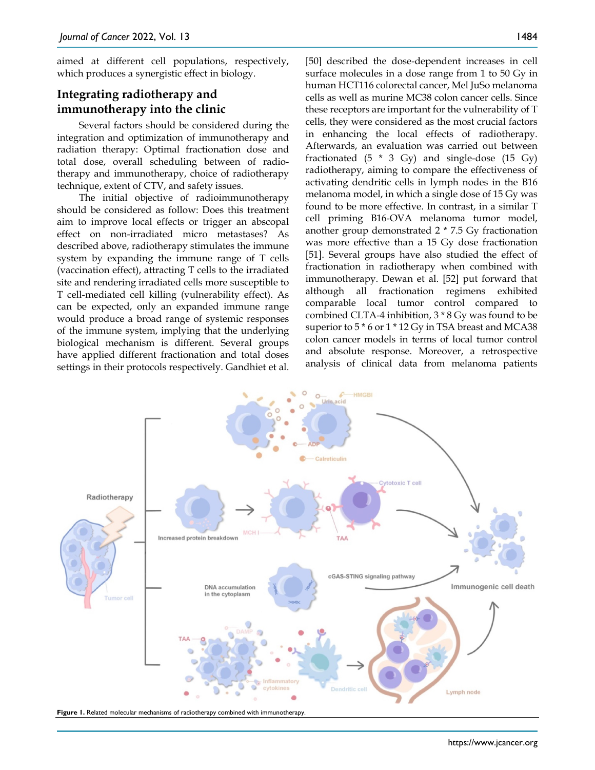aimed at different cell populations, respectively, which produces a synergistic effect in biology.

## Integrating radiotherapy and immunotherapy into the clinic

Several factors should be considered during the integration and optimization of immunotherapy and radiation therapy: Optimal fractionation dose and total dose, overall scheduling between of radiotherapy and immunotherapy, choice of radiotherapy technique, extent of CTV, and safety issues.

The initial objective of radioimmunotherapy should be considered as follow: Does this treatment aim to improve local effects or trigger an abscopal effect on non-irradiated micro metastases? As described above, radiotherapy stimulates the immune system by expanding the immune range of T cells (vaccination effect), attracting T cells to the irradiated site and rendering irradiated cells more susceptible to T cell-mediated cell killing (vulnerability effect). As can be expected, only an expanded immune range would produce a broad range of systemic responses of the immune system, implying that the underlying biological mechanism is different. Several groups have applied different fractionation and total doses settings in their protocols respectively. Gandhiet et al. [50] described the dose-dependent increases in cell surface molecules in a dose range from 1 to 50 Gy in human HCT116 colorectal cancer, Mel JuSo melanoma cells as well as murine MC38 colon cancer cells. Since these receptors are important for the vulnerability of T cells, they were considered as the most crucial factors in enhancing the local effects of radiotherapy. Afterwards, an evaluation was carried out between fractionated (5 * 3 Gy) and single-dose (15 Gy) radiotherapy, aiming to compare the effectiveness of activating dendritic cells in lymph nodes in the B16 melanoma model, in which a single dose of 15 Gy was found to be more effective. In contrast, in a similar T cell priming B16-OVA melanoma tumor model, another group demonstrated 2 * 7.5 Gy fractionation was more effective than a 15 Gy dose fractionation [51]. Several groups have also studied the effect of fractionation in radiotherapy when combined with immunotherapy. Dewan et al. [52] put forward that although all fractionation regimens exhibited comparable local tumor control compared to combined CLTA-4 inhibition, 3 * 8 Gy was found to be superior to 5 * 6 or 1 * 12 Gy in TSA breast and MCA38 colon cancer models in terms of local tumor control and absolute response. Moreover, a retrospective analysis of clinical data from melanoma patients

**Figure 1.** Related molecular mechanisms of radiotherapy combined with immunotherapy.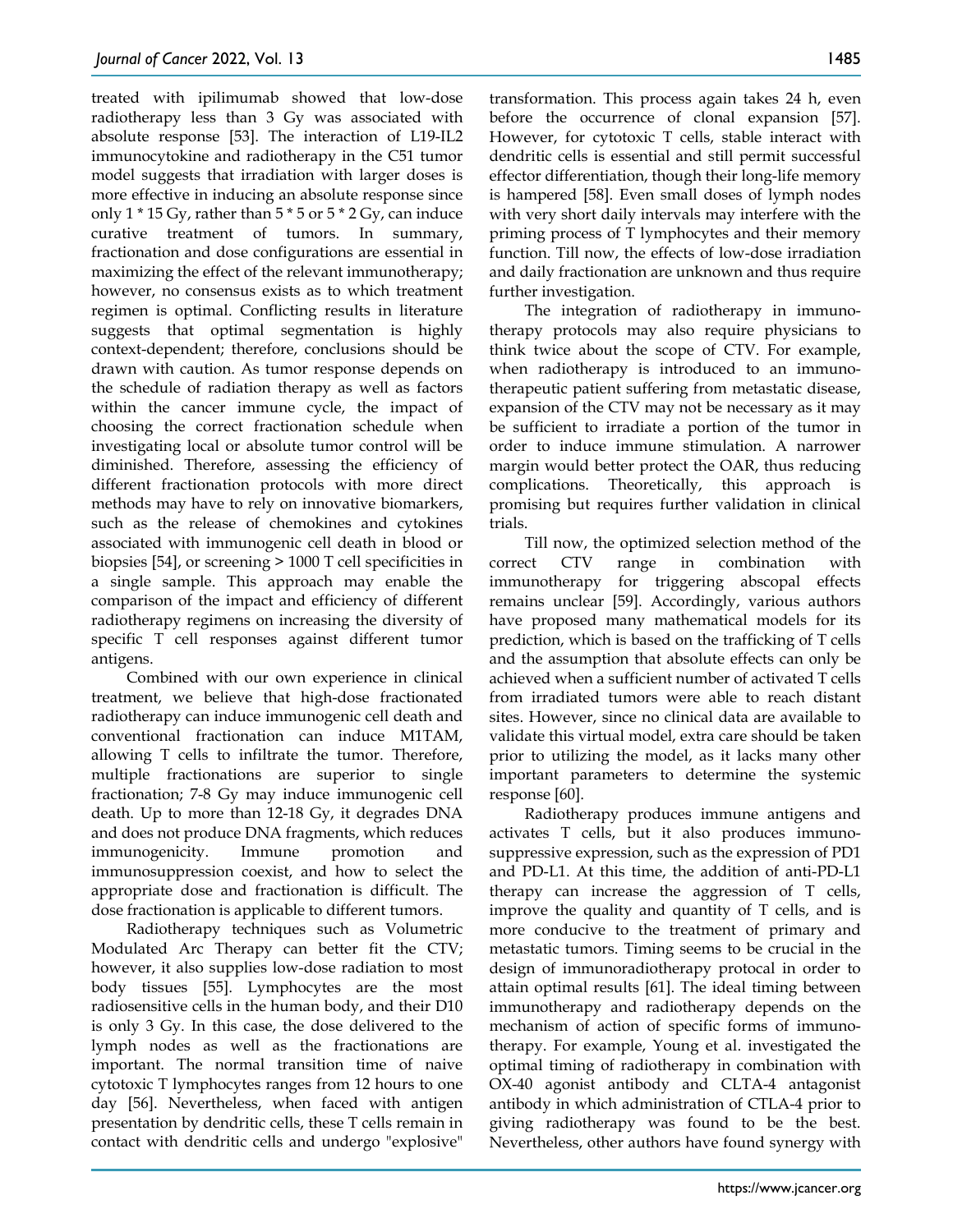treated with ipilimumab showed that low-dose radiotherapy less than 3 Gy was associated with absolute response [53]. The interaction of L19-IL2 immunocytokine and radiotherapy in the C51 tumor model suggests that irradiation with larger doses is more effective in inducing an absolute response since only 1 * 15 Gy, rather than 5 * 5 or 5 * 2 Gy, can induce curative treatment of tumors. In summary, fractionation and dose configurations are essential in maximizing the effect of the relevant immunotherapy; however, no consensus exists as to which treatment regimen is optimal. Conflicting results in literature suggests that optimal segmentation is highly context-dependent; therefore, conclusions should be drawn with caution. As tumor response depends on the schedule of radiation therapy as well as factors within the cancer immune cycle, the impact of choosing the correct fractionation schedule when investigating local or absolute tumor control will be diminished. Therefore, assessing the efficiency of different fractionation protocols with more direct methods may have to rely on innovative biomarkers, such as the release of chemokines and cytokines associated with immunogenic cell death in blood or biopsies [54], or screening > 1000 T cell specificities in a single sample. This approach may enable the comparison of the impact and efficiency of different radiotherapy regimens on increasing the diversity of specific T cell responses against different tumor antigens.

Combined with our own experience in clinical treatment, we believe that high-dose fractionated radiotherapy can induce immunogenic cell death and conventional fractionation can induce M1TAM, allowing T cells to infiltrate the tumor. Therefore, multiple fractionations are superior to single fractionation; 7-8 Gy may induce immunogenic cell death. Up to more than 12-18 Gy, it degrades DNA and does not produce DNA fragments, which reduces immunogenicity. Immune promotion and immunosuppression coexist, and how to select the appropriate dose and fractionation is difficult. The dose fractionation is applicable to different tumors.

Radiotherapy techniques such as Volumetric Modulated Arc Therapy can better fit the CTV; however, it also supplies low-dose radiation to most body tissues [55]. Lymphocytes are the most radiosensitive cells in the human body, and their D10 is only 3 Gy. In this case, the dose delivered to the lymph nodes as well as the fractionations are important. The normal transition time of naive cytotoxic T lymphocytes ranges from 12 hours to one day [56]. Nevertheless, when faced with antigen presentation by dendritic cells, these T cells remain in contact with dendritic cells and undergo "explosive" transformation. This process again takes 24 h, even before the occurrence of clonal expansion [57]. However, for cytotoxic T cells, stable interact with dendritic cells is essential and still permit successful effector differentiation, though their long-life memory is hampered [58]. Even small doses of lymph nodes with very short daily intervals may interfere with the priming process of T lymphocytes and their memory function. Till now, the effects of low-dose irradiation and daily fractionation are unknown and thus require further investigation.

The integration of radiotherapy in immunotherapy protocols may also require physicians to think twice about the scope of CTV. For example, when radiotherapy is introduced to an immunotherapeutic patient suffering from metastatic disease, expansion of the CTV may not be necessary as it may be sufficient to irradiate a portion of the tumor in order to induce immune stimulation. A narrower margin would better protect the OAR, thus reducing complications. Theoretically, this approach is promising but requires further validation in clinical trials.

Till now, the optimized selection method of the correct CTV range in combination with immunotherapy for triggering abscopal effects remains unclear [59]. Accordingly, various authors have proposed many mathematical models for its prediction, which is based on the trafficking of T cells and the assumption that absolute effects can only be achieved when a sufficient number of activated T cells from irradiated tumors were able to reach distant sites. However, since no clinical data are available to validate this virtual model, extra care should be taken prior to utilizing the model, as it lacks many other important parameters to determine the systemic response [60].

Radiotherapy produces immune antigens and activates T cells, but it also produces immunosuppressive expression, such as the expression of PD1 and PD-L1. At this time, the addition of anti-PD-L1 therapy can increase the aggression of T cells, improve the quality and quantity of T cells, and is more conducive to the treatment of primary and metastatic tumors. Timing seems to be crucial in the design of immunoradiotherapy protocal in order to attain optimal results [61]. The ideal timing between immunotherapy and radiotherapy depends on the mechanism of action of specific forms of immunotherapy. For example, Young et al. investigated the optimal timing of radiotherapy in combination with OX-40 agonist antibody and CLTA-4 antagonist antibody in which administration of CTLA-4 prior to giving radiotherapy was found to be the best. Nevertheless, other authors have found synergy with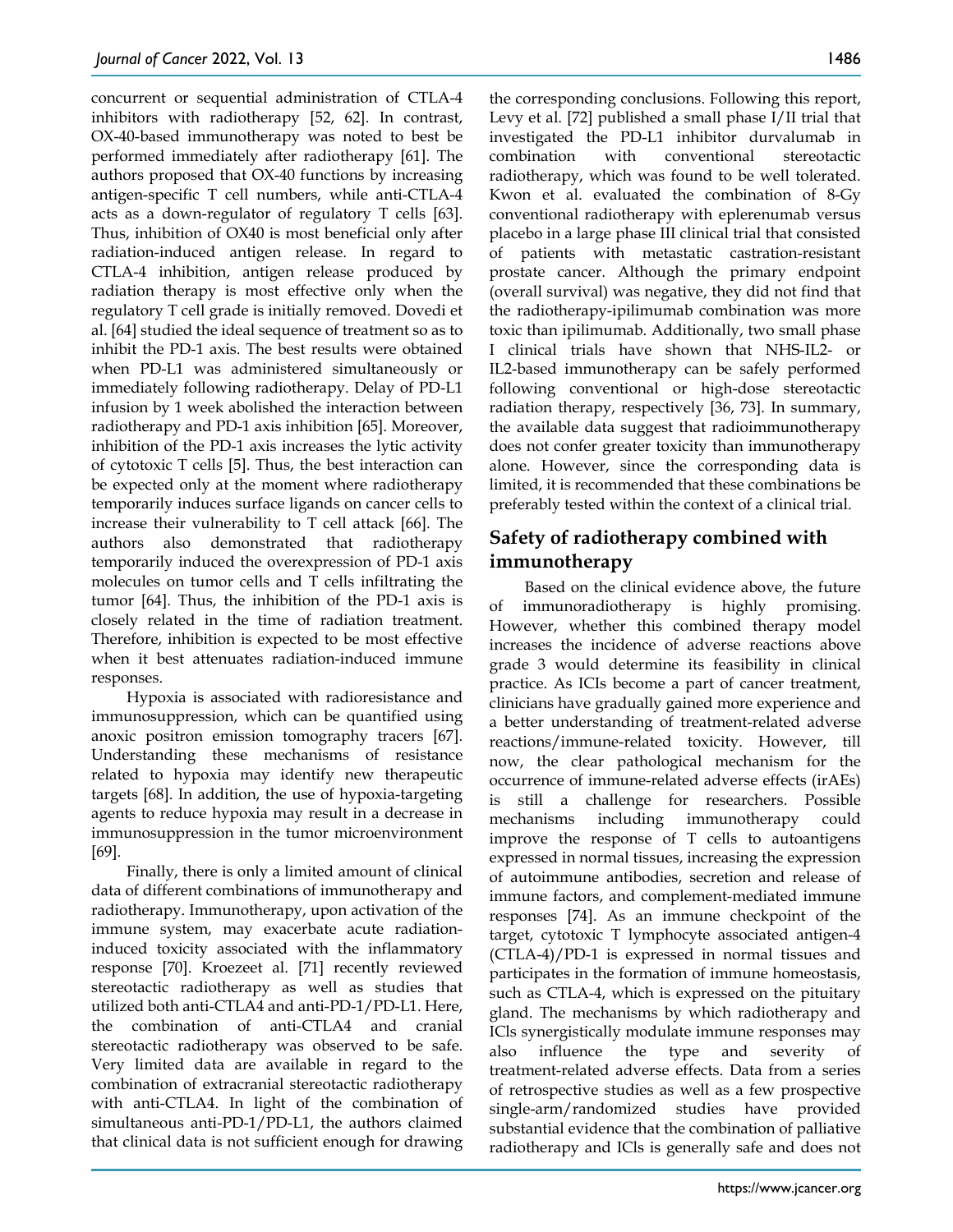concurrent or sequential administration of CTLA-4 inhibitors with radiotherapy [52, 62]. In contrast, OX-40-based immunotherapy was noted to best be performed immediately after radiotherapy [61]. The authors proposed that OX-40 functions by increasing antigen-specific T cell numbers, while anti-CTLA-4 acts as a down-regulator of regulatory T cells [63]. Thus, inhibition of OX40 is most beneficial only after radiation-induced antigen release. In regard to CTLA-4 inhibition, antigen release produced by radiation therapy is most effective only when the regulatory T cell grade is initially removed. Dovedi et al. [64] studied the ideal sequence of treatment so as to inhibit the PD-1 axis. The best results were obtained when PD-L1 was administered simultaneously or immediately following radiotherapy. Delay of PD-L1 infusion by 1 week abolished the interaction between radiotherapy and PD-1 axis inhibition [65]. Moreover, inhibition of the PD-1 axis increases the lytic activity of cytotoxic T cells [5]. Thus, the best interaction can be expected only at the moment where radiotherapy temporarily induces surface ligands on cancer cells to increase their vulnerability to T cell attack [66]. The authors also demonstrated that radiotherapy temporarily induced the overexpression of PD-1 axis molecules on tumor cells and T cells infiltrating the tumor [64]. Thus, the inhibition of the PD-1 axis is closely related in the time of radiation treatment. Therefore, inhibition is expected to be most effective when it best attenuates radiation-induced immune responses.

Hypoxia is associated with radioresistance and immunosuppression, which can be quantified using anoxic positron emission tomography tracers [67]. Understanding these mechanisms of resistance related to hypoxia may identify new therapeutic targets [68]. In addition, the use of hypoxia-targeting agents to reduce hypoxia may result in a decrease in immunosuppression in the tumor microenvironment [69].

Finally, there is only a limited amount of clinical data of different combinations of immunotherapy and radiotherapy. Immunotherapy, upon activation of the immune system, may exacerbate acute radiation-induced toxicity associated with the inflammatory response [70]. Kroezeet al. [71] recently reviewed stereotactic radiotherapy as well as studies that utilized both anti-CTLA4 and anti-PD-1/PD-L1. Here, the combination of anti-CTLA4 and cranial stereotactic radiotherapy was observed to be safe. Very limited data are available in regard to the combination of extracranial stereotactic radiotherapy with anti-CTLA4. In light of the combination of simultaneous anti-PD-1/PD-L1, the authors claimed that clinical data is not sufficient enough for drawing the corresponding conclusions. Following this report, Levy et al. [72] published a small phase I/II trial that investigated the PD-L1 inhibitor durvalumab in combination with conventional stereotactic radiotherapy, which was found to be well tolerated. Kwon et al. evaluated the combination of 8-Gy conventional radiotherapy with eplerenumab versus placebo in a large phase III clinical trial that consisted of patients with metastatic castration-resistant prostate cancer. Although the primary endpoint (overall survival) was negative, they did not find that the radiotherapy-ipilimumab combination was more toxic than ipilimumab. Additionally, two small phase I clinical trials have shown that NHS-IL2- or IL2-based immunotherapy can be safely performed following conventional or high-dose stereotactic radiation therapy, respectively [36, 73]. In summary, the available data suggest that radioimmunotherapy does not confer greater toxicity than immunotherapy alone. However, since the corresponding data is limited, it is recommended that these combinations be preferably tested within the context of a clinical trial.

## Safety of radiotherapy combined with immunotherapy

Based on the clinical evidence above, the future of immunoradiotherapy is highly promising. However, whether this combined therapy model increases the incidence of adverse reactions above grade 3 would determine its feasibility in clinical practice. As ICIs become a part of cancer treatment, clinicians have gradually gained more experience and a better understanding of treatment-related adverse reactions/immune-related toxicity. However, till now, the clear pathological mechanism for the occurrence of immune-related adverse effects (irAEs) is still a challenge for researchers. Possible mechanisms including immunotherapy could improve the response of T cells to autoantigens expressed in normal tissues, increasing the expression of autoimmune antibodies, secretion and release of immune factors, and complement-mediated immune responses [74]. As an immune checkpoint of the target, cytotoxic T lymphocyte associated antigen-4 (CTLA-4)/PD-1 is expressed in normal tissues and participates in the formation of immune homeostasis, such as CTLA-4, which is expressed on the pituitary gland. The mechanisms by which radiotherapy and ICls synergistically modulate immune responses may also influence the type and severity of treatment-related adverse effects. Data from a series of retrospective studies as well as a few prospective single-arm/randomized studies have provided substantial evidence that the combination of palliative radiotherapy and ICls is generally safe and does not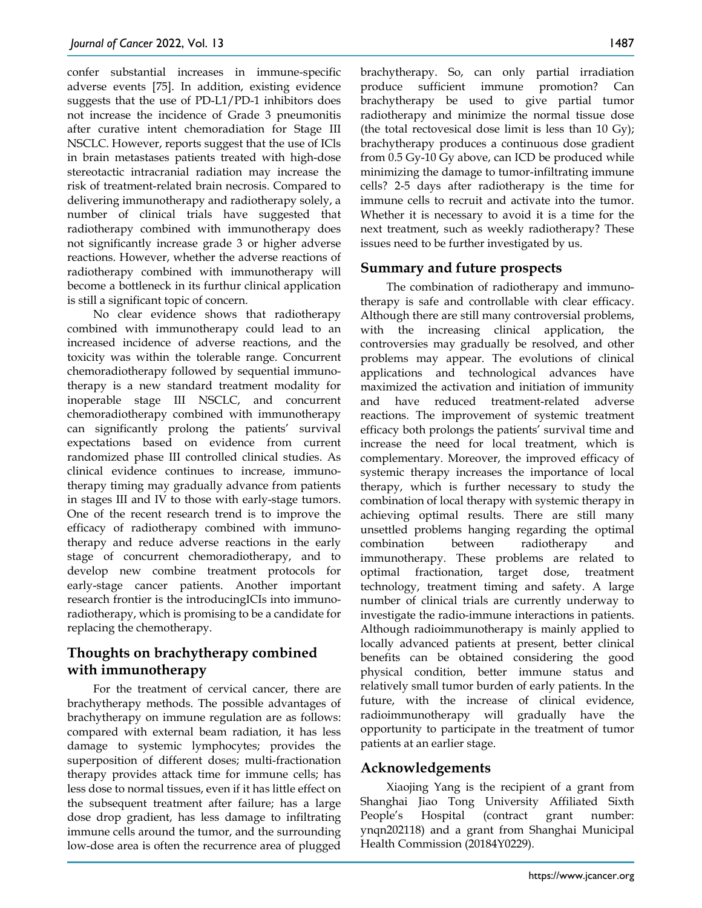confer substantial increases in immune-specific adverse events [75]. In addition, existing evidence suggests that the use of PD-L1/PD-1 inhibitors does not increase the incidence of Grade 3 pneumonitis after curative intent chemoradiation for Stage III NSCLC. However, reports suggest that the use of ICls in brain metastases patients treated with high-dose stereotactic intracranial radiation may increase the risk of treatment-related brain necrosis. Compared to delivering immunotherapy and radiotherapy solely, a number of clinical trials have suggested that radiotherapy combined with immunotherapy does not significantly increase grade 3 or higher adverse reactions. However, whether the adverse reactions of radiotherapy combined with immunotherapy will become a bottleneck in its furthur clinical application is still a significant topic of concern.

No clear evidence shows that radiotherapy combined with immunotherapy could lead to an increased incidence of adverse reactions, and the toxicity was within the tolerable range. Concurrent chemoradiotherapy followed by sequential immunotherapy is a new standard treatment modality for inoperable stage III NSCLC, and concurrent chemoradiotherapy combined with immunotherapy can significantly prolong the patients' survival expectations based on evidence from current randomized phase III controlled clinical studies. As clinical evidence continues to increase, immunotherapy timing may gradually advance from patients in stages III and IV to those with early-stage tumors. One of the recent research trend is to improve the efficacy of radiotherapy combined with immunotherapy and reduce adverse reactions in the early stage of concurrent chemoradiotherapy, and to develop new combine treatment protocols for early-stage cancer patients. Another important research frontier is the introducingICIs into immunoradiotherapy, which is promising to be a candidate for replacing the chemotherapy.

## Thoughts on brachytherapy combined with immunotherapy

For the treatment of cervical cancer, there are brachytherapy methods. The possible advantages of brachytherapy on immune regulation are as follows: compared with external beam radiation, it has less damage to systemic lymphocytes; provides the superposition of different doses; multi-fractionation therapy provides attack time for immune cells; has less dose to normal tissues, even if it has little effect on the subsequent treatment after failure; has a large dose drop gradient, has less damage to infiltrating immune cells around the tumor, and the surrounding low-dose area is often the recurrence area of plugged brachytherapy. So, can only partial irradiation produce sufficient immune promotion? Can brachytherapy be used to give partial tumor radiotherapy and minimize the normal tissue dose (the total rectovesical dose limit is less than 10 Gy); brachytherapy produces a continuous dose gradient from 0.5 Gy-10 Gy above, can ICD be produced while minimizing the damage to tumor-infiltrating immune cells? 2-5 days after radiotherapy is the time for immune cells to recruit and activate into the tumor. Whether it is necessary to avoid it is a time for the next treatment, such as weekly radiotherapy? These issues need to be further investigated by us.

## Summary and future prospects

The combination of radiotherapy and immunotherapy is safe and controllable with clear efficacy. Although there are still many controversial problems, with the increasing clinical application, the controversies may gradually be resolved, and other problems may appear. The evolutions of clinical applications and technological advances have maximized the activation and initiation of immunity and have reduced treatment-related adverse reactions. The improvement of systemic treatment efficacy both prolongs the patients' survival time and increase the need for local treatment, which is complementary. Moreover, the improved efficacy of systemic therapy increases the importance of local therapy, which is further necessary to study the combination of local therapy with systemic therapy in achieving optimal results. There are still many unsettled problems hanging regarding the optimal combination between radiotherapy and immunotherapy. These problems are related to optimal fractionation, target dose, treatment technology, treatment timing and safety. A large number of clinical trials are currently underway to investigate the radio-immune interactions in patients. Although radioimmunotherapy is mainly applied to locally advanced patients at present, better clinical benefits can be obtained considering the good physical condition, better immune status and relatively small tumor burden of early patients. In the future, with the increase of clinical evidence, radioimmunotherapy will gradually have the opportunity to participate in the treatment of tumor patients at an earlier stage.

## Acknowledgements

Xiaojing Yang is the recipient of a grant from Shanghai Jiao Tong University Affiliated Sixth People's Hospital (contract grant number: ynqn202118) and a grant from Shanghai Municipal Health Commission (20184Y0229).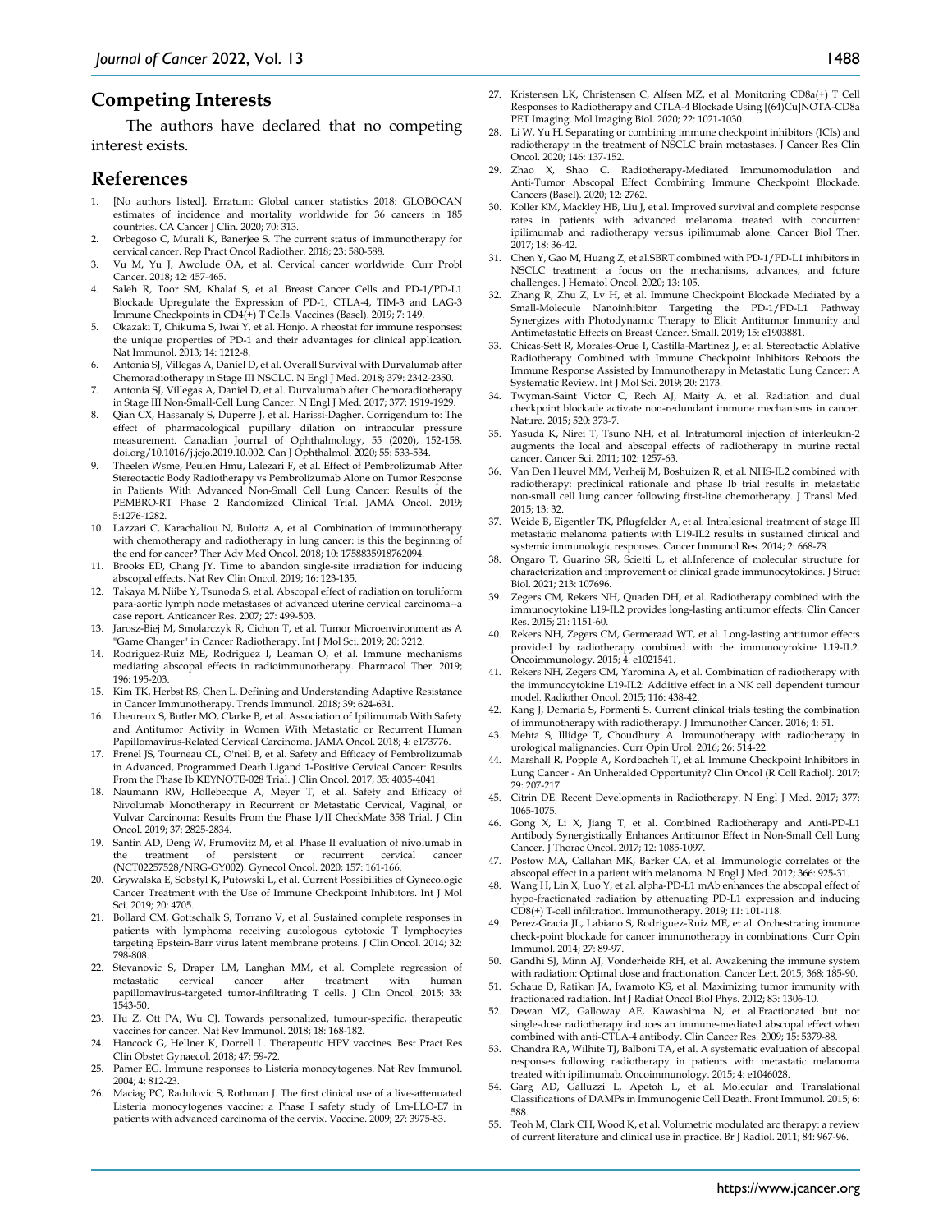## Competing Interests

The authors have declared that no competing interest exists.

## References

1. [No authors listed]. Erratum: Global cancer statistics 2018: GLOBOCAN estimates of incidence and mortality worldwide for 36 cancers in 185 countries. CA Cancer J Clin. 2020; 70: 313.
2. Orbegoso C, Murali K, Banerjee S. The current status of immunotherapy for cervical cancer. Rep Pract Oncol Radiother. 2018; 23: 580-588.
3. Vu M, Yu J, Awolude OA, et al. Cervical cancer worldwide. Curr Probl Cancer. 2018; 42: 457-465.
4. Saleh R, Toor SM, Khalaf S, et al. Breast Cancer Cells and PD-1/PD-L1 Blockade Upregulate the Expression of PD-1, CTLA-4, TIM-3 and LAG-3 Immune Checkpoints in CD4(+) T Cells. Vaccines (Basel). 2019; 7: 149.
5. Okazaki T, Chikuma S, Iwai Y, et al. Honjo. A rheostat for immune responses: the unique properties of PD-1 and their advantages for clinical application. Nat Immunol. 2013; 14: 1212-8.
6. Antonia SJ, Villegas A, Daniel D, et al. Overall Survival with Durvalumab after Chemoradiotherapy in Stage III NSCLC. N Engl J Med. 2018; 379: 2342-2350.
7. Antonia SJ, Villegas A, Daniel D, et al. Durvalumab after Chemoradiotherapy in Stage III Non-Small-Cell Lung Cancer. N Engl J Med. 2017; 377: 1919-1929.
8. Qian CX, Hassanaly S, Duperre J, et al. Harissi-Dagher. Corrigendum to: The effect of pharmacological pupillary dilation on intraocular pressure measurement. Canadian Journal of Ophthalmology, 55 (2020), 152-158. doi.org/10.1016/j.jcjo.2019.10.002. Can J Ophthalmol. 2020; 55: 533-534.
9. Theelen Wsme, Peulen Hmu, Lalezari F, et al. Effect of Pembrolizumab After Stereotactic Body Radiotherapy vs Pembrolizumab Alone on Tumor Response in Patients With Advanced Non-Small Cell Lung Cancer: Results of the PEMBRO-RT Phase 2 Randomized Clinical Trial. JAMA Oncol. 2019; 5:1276-1282.
10. Lazzari C, Karachaliou N, Bulotta A, et al. Combination of immunotherapy with chemotherapy and radiotherapy in lung cancer: is this the beginning of the end for cancer? Ther Adv Med Oncol. 2018; 10: 1758835918762094.
11. Brooks ED, Chang JY. Time to abandon single-site irradiation for inducing abscopal effects. Nat Rev Clin Oncol. 2019; 16: 123-135.
12. Takaya M, Niibe Y, Tsunoda S, et al. Abscopal effect of radiation on toruliform para-aortic lymph node metastases of advanced uterine cervical carcinoma--a case report. Anticancer Res. 2007; 27: 499-503.
13. Jarosz-Biej M, Smolarczyk R, Cichon T, et al. Tumor Microenvironment as A "Game Changer" in Cancer Radiotherapy. Int J Mol Sci. 2019; 20: 3212.
14. Rodriguez-Ruiz ME, Rodriguez I, Leaman O, et al. Immune mechanisms mediating abscopal effects in radioimmunotherapy. Pharmacol Ther. 2019; 196: 195-203.
15. Kim TK, Herbst RS, Chen L. Defining and Understanding Adaptive Resistance in Cancer Immunotherapy. Trends Immunol. 2018; 39: 624-631.
16. Lheureux S, Butler MO, Clarke B, et al. Association of Ipilimumab With Safety and Antitumor Activity in Women With Metastatic or Recurrent Human Papillomavirus-Related Cervical Carcinoma. JAMA Oncol. 2018; 4: e173776.
17. Frenel JS, Tourneau CL, O'neil B, et al. Safety and Efficacy of Pembrolizumab in Advanced, Programmed Death Ligand 1-Positive Cervical Cancer: Results From the Phase Ib KEYNOTE-028 Trial. J Clin Oncol. 2017; 35: 4035-4041.
18. Naumann RW, Hollebecque A, Meyer T, et al. Safety and Efficacy of Nivolumab Monotherapy in Recurrent or Metastatic Cervical, Vaginal, or Vulvar Carcinoma: Results From the Phase I/II CheckMate 358 Trial. J Clin Oncol. 2019; 37: 2825-2834.
19. Santin AD, Deng W, Frumovitz M, et al. Phase II evaluation of nivolumab in the treatment of persistent or recurrent cervical cancer (NCT02257528/NRG-GY002). Gynecol Oncol. 2020; 157: 161-166.
20. Grywalska E, Sobstyl K, Putowski L, et al. Current Possibilities of Gynecologic Cancer Treatment with the Use of Immune Checkpoint Inhibitors. Int J Mol Sci. 2019; 20: 4705.
21. Bollard CM, Gottschalk S, Torrano V, et al. Sustained complete responses in patients with lymphoma receiving autologous cytotoxic T lymphocytes targeting Epstein-Barr virus latent membrane proteins. J Clin Oncol. 2014; 32: 798-808.
22. Stevanovic S, Draper LM, Langhan MM, et al. Complete regression of metastatic cervical cancer after treatment with human papillomavirus-targeted tumor-infiltrating T cells. J Clin Oncol. 2015; 33: 1543-50.
23. Hu Z, Ott PA, Wu CJ. Towards personalized, tumour-specific, therapeutic vaccines for cancer. Nat Rev Immunol. 2018; 18: 168-182.
24. Hancock G, Hellner K, Dorrell L. Therapeutic HPV vaccines. Best Pract Res Clin Obstet Gynaecol. 2018; 47: 59-72.
25. Pamer EG. Immune responses to Listeria monocytogenes. Nat Rev Immunol. 2004; 4: 812-23.
26. Maciag PC, Radulovic S, Rothman J. The first clinical use of a live-attenuated Listeria monocytogenes vaccine: a Phase I safety study of Lm-LLO-E7 in patients with advanced carcinoma of the cervix. Vaccine. 2009; 27: 3975-83.
27. Kristensen LK, Christensen C, Alfsen MZ, et al. Monitoring CD8a(+) T Cell Responses to Radiotherapy and CTLA-4 Blockade Using [(64)Cu]NOTA-CD8a PET Imaging. Mol Imaging Biol. 2020; 22: 1021-1030.
28. Li W, Yu H. Separating or combining immune checkpoint inhibitors (ICIs) and radiotherapy in the treatment of NSCLC brain metastases. J Cancer Res Clin Oncol. 2020; 146: 137-152.
29. Zhao X, Shao C. Radiotherapy-Mediated Immunomodulation and Anti-Tumor Abscopal Effect Combining Immune Checkpoint Blockade. Cancers (Basel). 2020; 12: 2762.
30. Koller KM, Mackley HB, Liu J, et al. Improved survival and complete response rates in patients with advanced melanoma treated with concurrent ipilimumab and radiotherapy versus ipilimumab alone. Cancer Biol Ther. 2017; 18: 36-42.
31. Chen Y, Gao M, Huang Z, et al.SBRT combined with PD-1/PD-L1 inhibitors in NSCLC treatment: a focus on the mechanisms, advances, and future challenges. J Hematol Oncol. 2020; 13: 105.
32. Zhang R, Zhu Z, Lv H, et al. Immune Checkpoint Blockade Mediated by a Small-Molecule Nanoinhibitor Targeting the PD-1/PD-L1 Pathway Synergizes with Photodynamic Therapy to Elicit Antitumor Immunity and Antimetastatic Effects on Breast Cancer. Small. 2019; 15: e1903881.
33. Chicas-Sett R, Morales-Orue I, Castilla-Martinez J, et al. Stereotactic Ablative Radiotherapy Combined with Immune Checkpoint Inhibitors Reboots the Immune Response Assisted by Immunotherapy in Metastatic Lung Cancer: A Systematic Review. Int J Mol Sci. 2019; 20: 2173.
34. Twyman-Saint Victor C, Rech AJ, Maity A, et al. Radiation and dual checkpoint blockade activate non-redundant immune mechanisms in cancer. Nature. 2015; 520: 373-7.
35. Yasuda K, Nirei T, Tsuno NH, et al. Intratumoral injection of interleukin-2 augments the local and abscopal effects of radiotherapy in murine rectal cancer. Cancer Sci. 2011; 102: 1257-63.
36. Van Den Heuvel MM, Verheij M, Boshuizen R, et al. NHS-IL2 combined with radiotherapy: preclinical rationale and phase Ib trial results in metastatic non-small cell lung cancer following first-line chemotherapy. J Transl Med. 2015; 13: 32.
37. Weide B, Eigentler TK, Pflugfelder A, et al. Intralesional treatment of stage III metastatic melanoma patients with L19-IL2 results in sustained clinical and systemic immunologic responses. Cancer Immunol Res. 2014; 2: 668-78.
38. Ongaro T, Guarino SR, Scietti L, et al.Inference of molecular structure for characterization and improvement of clinical grade immunocytokines. J Struct Biol. 2021; 213: 107696.
39. Zegers CM, Rekers NH, Quaden DH, et al. Radiotherapy combined with the immunocytokine L19-IL2 provides long-lasting antitumor effects. Clin Cancer Res. 2015; 21: 1151-60.
40. Rekers NH, Zegers CM, Germeraad WT, et al. Long-lasting antitumor effects provided by radiotherapy combined with the immunocytokine L19-IL2. Oncoimmunology. 2015; 4: e1021541.
41. Rekers NH, Zegers CM, Yaromina A, et al. Combination of radiotherapy with the immunocytokine L19-IL2: Additive effect in a NK cell dependent tumour model. Radiother Oncol. 2015; 116: 438-42.
42. Kang J, Demaria S, Formenti S. Current clinical trials testing the combination of immunotherapy with radiotherapy. J Immunother Cancer. 2016; 4: 51.
43. Mehta S, Illidge T, Choudhury A. Immunotherapy with radiotherapy in urological malignancies. Curr Opin Urol. 2016; 26: 514-22.
44. Marshall R, Popple A, Kordbacheh T, et al. Immune Checkpoint Inhibitors in Lung Cancer - An Unheralded Opportunity? Clin Oncol (R Coll Radiol). 2017; 29: 207-217.
45. Citrin DE. Recent Developments in Radiotherapy. N Engl J Med. 2017; 377: 1065-1075.
46. Gong X, Li X, Jiang T, et al. Combined Radiotherapy and Anti-PD-L1 Antibody Synergistically Enhances Antitumor Effect in Non-Small Cell Lung Cancer. J Thorac Oncol. 2017; 12: 1085-1097.
47. Postow MA, Callahan MK, Barker CA, et al. Immunologic correlates of the abscopal effect in a patient with melanoma. N Engl J Med. 2012; 366: 925-31.
48. Wang H, Lin X, Luo Y, et al. alpha-PD-L1 mAb enhances the abscopal effect of hypo-fractionated radiation by attenuating PD-L1 expression and inducing CD8(+) T-cell infiltration. Immunotherapy. 2019; 11: 101-118.
49. Perez-Gracia JL, Labiano S, Rodriguez-Ruiz ME, et al. Orchestrating immune check-point blockade for cancer immunotherapy in combinations. Curr Opin Immunol. 2014; 27: 89-97.
50. Gandhi SJ, Minn AJ, Vonderheide RH, et al. Awakening the immune system with radiation: Optimal dose and fractionation. Cancer Lett. 2015; 368: 185-90.
51. Schaue D, Ratikan JA, Iwamoto KS, et al. Maximizing tumor immunity with fractionated radiation. Int J Radiat Oncol Biol Phys. 2012; 83: 1306-10.
52. Dewan MZ, Galloway AE, Kawashima N, et al.Fractionated but not single-dose radiotherapy induces an immune-mediated abscopal effect when combined with anti-CTLA-4 antibody. Clin Cancer Res. 2009; 15: 5379-88.
53. Chandra RA, Wilhite TJ, Balboni TA, et al. A systematic evaluation of abscopal responses following radiotherapy in patients with metastatic melanoma treated with ipilimumab. Oncoimmunology. 2015; 4: e1046028.
54. Garg AD, Galluzzi L, Apetoh L, et al. Molecular and Translational Classifications of DAMPs in Immunogenic Cell Death. Front Immunol. 2015; 6: 588.
55. Teoh M, Clark CH, Wood K, et al. Volumetric modulated arc therapy: a review of current literature and clinical use in practice. Br J Radiol. 2011; 84: 967-96.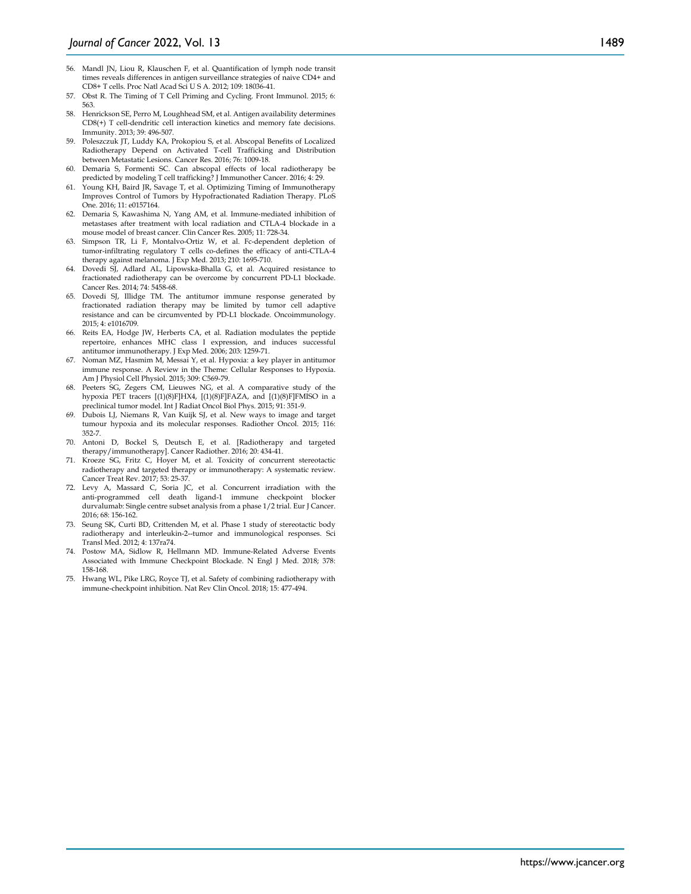56. Mandl JN, Liou R, Klauschen F, et al. Quantification of lymph node transit times reveals differences in antigen surveillance strategies of naive CD4+ and CD8+ T cells. Proc Natl Acad Sci U S A. 2012; 109: 18036-41.
57. Obst R. The Timing of T Cell Priming and Cycling. Front Immunol. 2015; 6: 563.
58. Henrickson SE, Perro M, Loughhead SM, et al. Antigen availability determines CD8(+) T cell-dendritic cell interaction kinetics and memory fate decisions. Immunity. 2013; 39: 496-507.
59. Poleszczuk JT, Luddy KA, Prokopiou S, et al. Abscopal Benefits of Localized Radiotherapy Depend on Activated T-cell Trafficking and Distribution between Metastatic Lesions. Cancer Res. 2016; 76: 1009-18.
60. Demaria S, Formenti SC. Can abscopal effects of local radiotherapy be predicted by modeling T cell trafficking? J Immunother Cancer. 2016; 4: 29.
61. Young KH, Baird JR, Savage T, et al. Optimizing Timing of Immunotherapy Improves Control of Tumors by Hypofractionated Radiation Therapy. PLoS One. 2016; 11: e0157164.
62. Demaria S, Kawashima N, Yang AM, et al. Immune-mediated inhibition of metastases after treatment with local radiation and CTLA-4 blockade in a mouse model of breast cancer. Clin Cancer Res. 2005; 11: 728-34.
63. Simpson TR, Li F, Montalvo-Ortiz W, et al. Fc-dependent depletion of tumor-infiltrating regulatory T cells co-defines the efficacy of anti-CTLA-4 therapy against melanoma. J Exp Med. 2013; 210: 1695-710.
64. Dovedi SJ, Adlard AL, Lipowska-Bhalla G, et al. Acquired resistance to fractionated radiotherapy can be overcome by concurrent PD-L1 blockade. Cancer Res. 2014; 74: 5458-68.
65. Dovedi SJ, Illidge TM. The antitumor immune response generated by fractionated radiation therapy may be limited by tumor cell adaptive resistance and can be circumvented by PD-L1 blockade. Oncoimmunology. 2015; 4: e1016709.
66. Reits EA, Hodge JW, Herberts CA, et al. Radiation modulates the peptide repertoire, enhances MHC class I expression, and induces successful antitumor immunotherapy. J Exp Med. 2006; 203: 1259-71.
67. Noman MZ, Hasmim M, Messai Y, et al. Hypoxia: a key player in antitumor immune response. A Review in the Theme: Cellular Responses to Hypoxia. Am J Physiol Cell Physiol. 2015; 309: C569-79.
68. Peeters SG, Zegers CM, Lieuwes NG, et al. A comparative study of the hypoxia PET tracers [(1)(8)F]HX4, [(1)(8)F]FAZA, and [(1)(8)F]FMISO in a preclinical tumor model. Int J Radiat Oncol Biol Phys. 2015; 91: 351-9.
69. Dubois LJ, Niemans R, Van Kuijk SJ, et al. New ways to image and target tumour hypoxia and its molecular responses. Radiother Oncol. 2015; 116: 352-7.
70. Antoni D, Bockel S, Deutsch E, et al. [Radiotherapy and targeted therapy/immunotherapy]. Cancer Radiother. 2016; 20: 434-41.
71. Kroeze SG, Fritz C, Hoyer M, et al. Toxicity of concurrent stereotactic radiotherapy and targeted therapy or immunotherapy: A systematic review. Cancer Treat Rev. 2017; 53: 25-37.
72. Levy A, Massard C, Soria JC, et al. Concurrent irradiation with the anti-programmed cell death ligand-1 immune checkpoint blocker durvalumab: Single centre subset analysis from a phase 1/2 trial. Eur J Cancer. 2016; 68: 156-162.
73. Seung SK, Curti BD, Crittenden M, et al. Phase 1 study of stereotactic body radiotherapy and interleukin-2--tumor and immunological responses. Sci Transl Med. 2012; 4: 137ra74.
74. Postow MA, Sidlow R, Hellmann MD. Immune-Related Adverse Events Associated with Immune Checkpoint Blockade. N Engl J Med. 2018; 378: 158-168.
75. Hwang WL, Pike LRG, Royce TJ, et al. Safety of combining radiotherapy with immune-checkpoint inhibition. Nat Rev Clin Oncol. 2018; 15: 477-494.